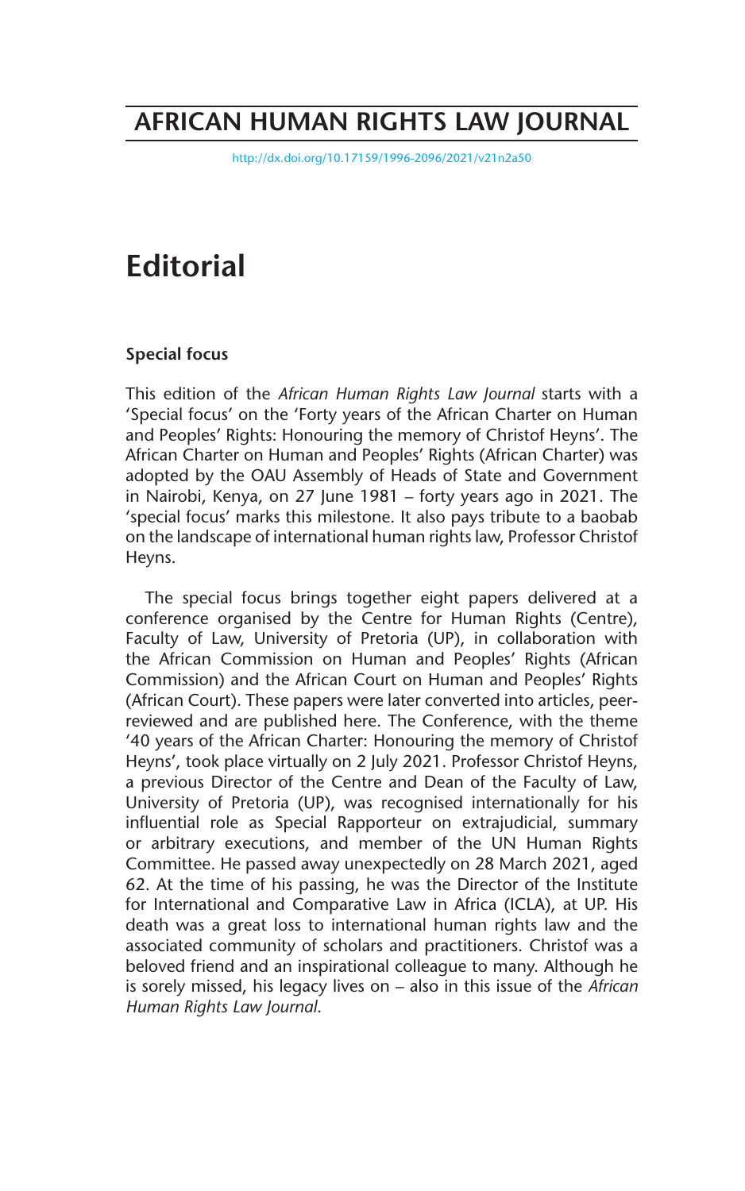# AFRICAN HUMAN RIGHTS LAW JOURNAL

http://dx.doi.org/10.17159/1996-2096/2021/v21n2a50

# Editorial

### Special focus

This edition of the *African Human Rights Law Journal* starts with a 'Special focus' on the 'Forty years of the African Charter on Human and Peoples' Rights: Honouring the memory of Christof Heyns'. The African Charter on Human and Peoples' Rights (African Charter) was adopted by the OAU Assembly of Heads of State and Government in Nairobi, Kenya, on 27 June 1981 – forty years ago in 2021. The 'special focus' marks this milestone. It also pays tribute to a baobab on the landscape of international human rights law, Professor Christof Heyns.

The special focus brings together eight papers delivered at a conference organised by the Centre for Human Rights (Centre), Faculty of Law, University of Pretoria (UP), in collaboration with the African Commission on Human and Peoples' Rights (African Commission) and the African Court on Human and Peoples' Rights (African Court). These papers were later converted into articles, peer-reviewed and are published here. The Conference, with the theme '40 years of the African Charter: Honouring the memory of Christof Heyns', took place virtually on 2 July 2021. Professor Christof Heyns, a previous Director of the Centre and Dean of the Faculty of Law, University of Pretoria (UP), was recognised internationally for his influential role as Special Rapporteur on extrajudicial, summary or arbitrary executions, and member of the UN Human Rights Committee. He passed away unexpectedly on 28 March 2021, aged 62. At the time of his passing, he was the Director of the Institute for International and Comparative Law in Africa (ICLA), at UP. His death was a great loss to international human rights law and the associated community of scholars and practitioners. Christof was a beloved friend and an inspirational colleague to many. Although he is sorely missed, his legacy lives on – also in this issue of the *African Human Rights Law Journal*.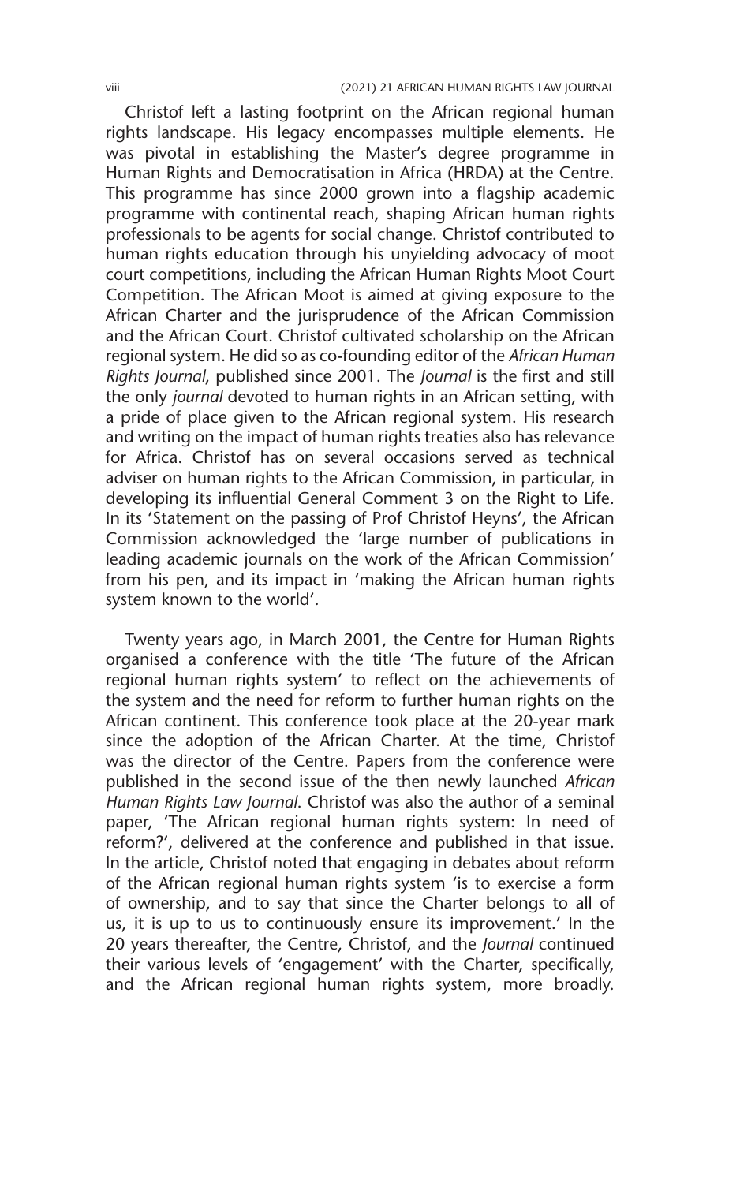Christof left a lasting footprint on the African regional human rights landscape. His legacy encompasses multiple elements. He was pivotal in establishing the Master's degree programme in Human Rights and Democratisation in Africa (HRDA) at the Centre. This programme has since 2000 grown into a flagship academic programme with continental reach, shaping African human rights professionals to be agents for social change. Christof contributed to human rights education through his unyielding advocacy of moot court competitions, including the African Human Rights Moot Court Competition. The African Moot is aimed at giving exposure to the African Charter and the jurisprudence of the African Commission and the African Court. Christof cultivated scholarship on the African regional system. He did so as co-founding editor of the *African Human Rights Journal*, published since 2001. The *Journal* is the first and still the only *journal* devoted to human rights in an African setting, with a pride of place given to the African regional system. His research and writing on the impact of human rights treaties also has relevance for Africa. Christof has on several occasions served as technical adviser on human rights to the African Commission, in particular, in developing its influential General Comment 3 on the Right to Life. In its 'Statement on the passing of Prof Christof Heyns', the African Commission acknowledged the 'large number of publications in leading academic journals on the work of the African Commission' from his pen, and its impact in 'making the African human rights system known to the world'.

Twenty years ago, in March 2001, the Centre for Human Rights organised a conference with the title 'The future of the African regional human rights system' to reflect on the achievements of the system and the need for reform to further human rights on the African continent. This conference took place at the 20-year mark since the adoption of the African Charter. At the time, Christof was the director of the Centre. Papers from the conference were published in the second issue of the then newly launched *African Human Rights Law Journal*. Christof was also the author of a seminal paper, 'The African regional human rights system: In need of reform?', delivered at the conference and published in that issue. In the article, Christof noted that engaging in debates about reform of the African regional human rights system 'is to exercise a form of ownership, and to say that since the Charter belongs to all of us, it is up to us to continuously ensure its improvement.' In the 20 years thereafter, the Centre, Christof, and the *Journal* continued their various levels of 'engagement' with the Charter, specifically, and the African regional human rights system, more broadly.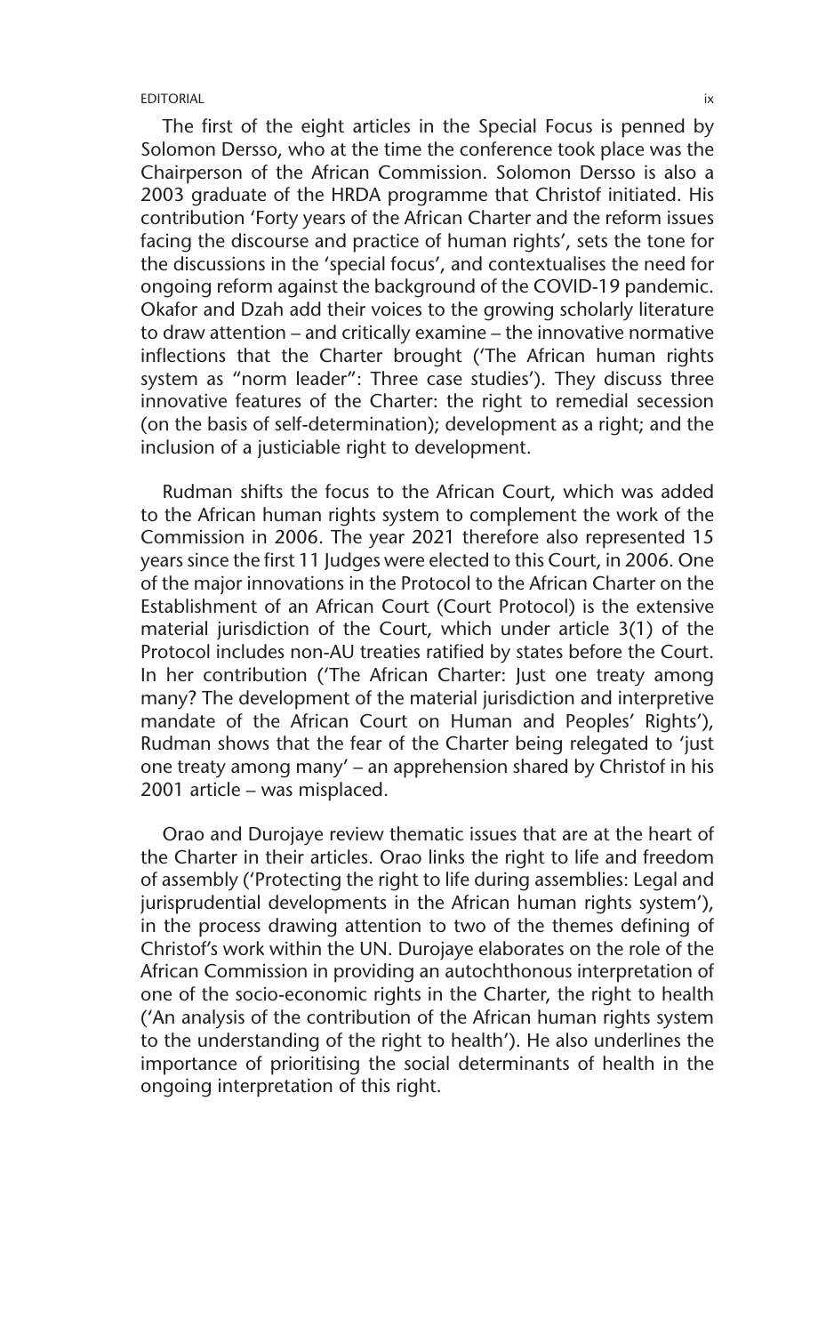The first of the eight articles in the Special Focus is penned by Solomon Dersso, who at the time the conference took place was the Chairperson of the African Commission. Solomon Dersso is also a 2003 graduate of the HRDA programme that Christof initiated. His contribution 'Forty years of the African Charter and the reform issues facing the discourse and practice of human rights', sets the tone for the discussions in the 'special focus', and contextualises the need for ongoing reform against the background of the COVID-19 pandemic. Okafor and Dzah add their voices to the growing scholarly literature to draw attention – and critically examine – the innovative normative inflections that the Charter brought ('The African human rights system as "norm leader": Three case studies'). They discuss three innovative features of the Charter: the right to remedial secession (on the basis of self-determination); development as a right; and the inclusion of a justiciable right to development.

Rudman shifts the focus to the African Court, which was added to the African human rights system to complement the work of the Commission in 2006. The year 2021 therefore also represented 15 years since the first 11 Judges were elected to this Court, in 2006. One of the major innovations in the Protocol to the African Charter on the Establishment of an African Court (Court Protocol) is the extensive material jurisdiction of the Court, which under article 3(1) of the Protocol includes non-AU treaties ratified by states before the Court. In her contribution ('The African Charter: Just one treaty among many? The development of the material jurisdiction and interpretive mandate of the African Court on Human and Peoples' Rights'), Rudman shows that the fear of the Charter being relegated to 'just one treaty among many' – an apprehension shared by Christof in his 2001 article – was misplaced.

Orao and Durojaye review thematic issues that are at the heart of the Charter in their articles. Orao links the right to life and freedom of assembly ('Protecting the right to life during assemblies: Legal and jurisprudential developments in the African human rights system'), in the process drawing attention to two of the themes defining of Christof's work within the UN. Durojaye elaborates on the role of the African Commission in providing an autochthonous interpretation of one of the socio-economic rights in the Charter, the right to health ('An analysis of the contribution of the African human rights system to the understanding of the right to health'). He also underlines the importance of prioritising the social determinants of health in the ongoing interpretation of this right.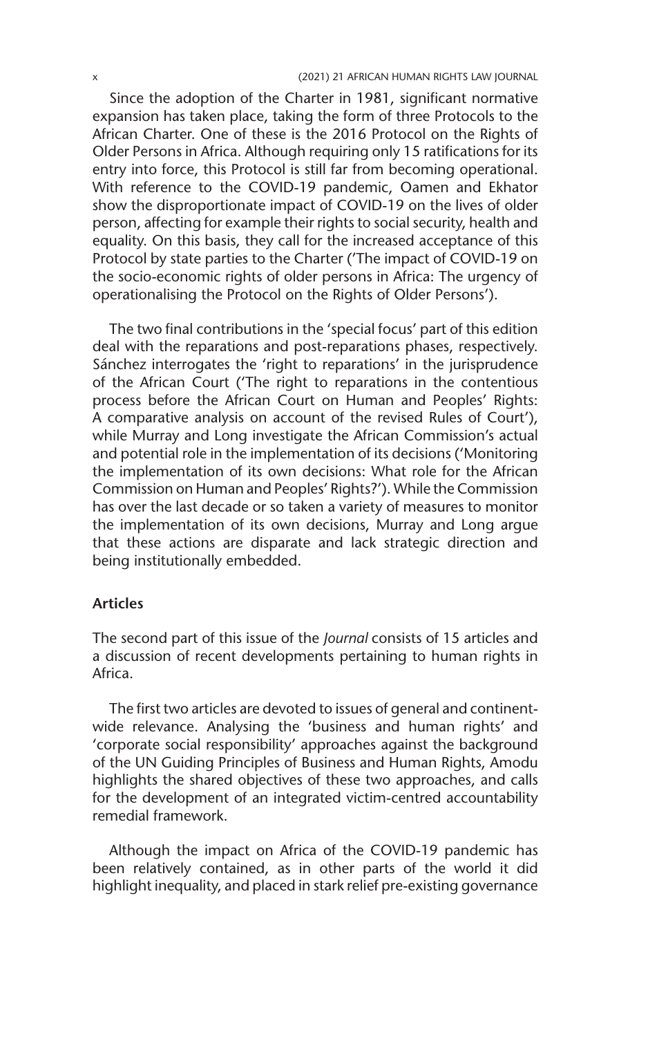Since the adoption of the Charter in 1981, significant normative expansion has taken place, taking the form of three Protocols to the African Charter. One of these is the 2016 Protocol on the Rights of Older Persons in Africa. Although requiring only 15 ratifications for its entry into force, this Protocol is still far from becoming operational. With reference to the COVID-19 pandemic, Oamen and Ekhator show the disproportionate impact of COVID-19 on the lives of older person, affecting for example their rights to social security, health and equality. On this basis, they call for the increased acceptance of this Protocol by state parties to the Charter ('The impact of COVID-19 on the socio-economic rights of older persons in Africa: The urgency of operationalising the Protocol on the Rights of Older Persons').

The two final contributions in the 'special focus' part of this edition deal with the reparations and post-reparations phases, respectively. Sánchez interrogates the 'right to reparations' in the jurisprudence of the African Court ('The right to reparations in the contentious process before the African Court on Human and Peoples' Rights: A comparative analysis on account of the revised Rules of Court'), while Murray and Long investigate the African Commission's actual and potential role in the implementation of its decisions ('Monitoring the implementation of its own decisions: What role for the African Commission on Human and Peoples' Rights?'). While the Commission has over the last decade or so taken a variety of measures to monitor the implementation of its own decisions, Murray and Long argue that these actions are disparate and lack strategic direction and being institutionally embedded.

**Articles**

The second part of this issue of the *Journal* consists of 15 articles and a discussion of recent developments pertaining to human rights in Africa.

The first two articles are devoted to issues of general and continent-wide relevance. Analysing the 'business and human rights' and 'corporate social responsibility' approaches against the background of the UN Guiding Principles of Business and Human Rights, Amodu highlights the shared objectives of these two approaches, and calls for the development of an integrated victim-centred accountability remedial framework.

Although the impact on Africa of the COVID-19 pandemic has been relatively contained, as in other parts of the world it did highlight inequality, and placed in stark relief pre-existing governance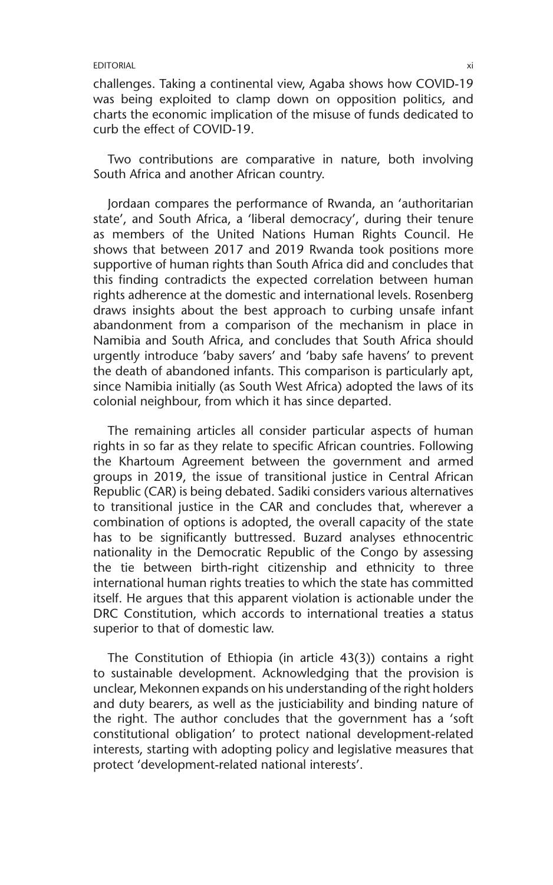challenges. Taking a continental view, Agaba shows how COVID-19 was being exploited to clamp down on opposition politics, and charts the economic implication of the misuse of funds dedicated to curb the effect of COVID-19.

Two contributions are comparative in nature, both involving South Africa and another African country.

Jordaan compares the performance of Rwanda, an 'authoritarian state', and South Africa, a 'liberal democracy', during their tenure as members of the United Nations Human Rights Council. He shows that between 2017 and 2019 Rwanda took positions more supportive of human rights than South Africa did and concludes that this finding contradicts the expected correlation between human rights adherence at the domestic and international levels. Rosenberg draws insights about the best approach to curbing unsafe infant abandonment from a comparison of the mechanism in place in Namibia and South Africa, and concludes that South Africa should urgently introduce 'baby savers' and 'baby safe havens' to prevent the death of abandoned infants. This comparison is particularly apt, since Namibia initially (as South West Africa) adopted the laws of its colonial neighbour, from which it has since departed.

The remaining articles all consider particular aspects of human rights in so far as they relate to specific African countries. Following the Khartoum Agreement between the government and armed groups in 2019, the issue of transitional justice in Central African Republic (CAR) is being debated. Sadiki considers various alternatives to transitional justice in the CAR and concludes that, wherever a combination of options is adopted, the overall capacity of the state has to be significantly buttressed. Buzard analyses ethnocentric nationality in the Democratic Republic of the Congo by assessing the tie between birth-right citizenship and ethnicity to three international human rights treaties to which the state has committed itself. He argues that this apparent violation is actionable under the DRC Constitution, which accords to international treaties a status superior to that of domestic law.

The Constitution of Ethiopia (in article 43(3)) contains a right to sustainable development. Acknowledging that the provision is unclear, Mekonnen expands on his understanding of the right holders and duty bearers, as well as the justiciability and binding nature of the right. The author concludes that the government has a 'soft constitutional obligation' to protect national development-related interests, starting with adopting policy and legislative measures that protect 'development-related national interests'.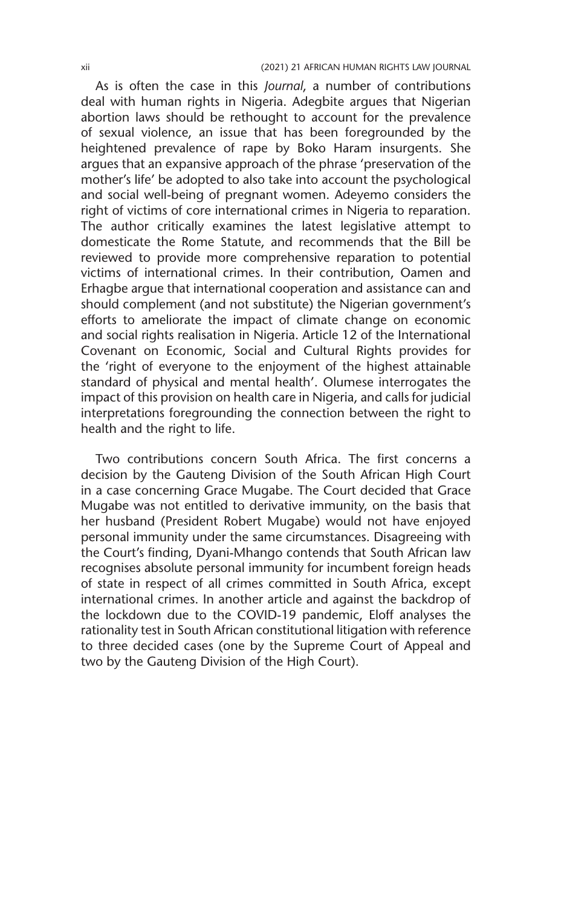As is often the case in this *Journal*, a number of contributions deal with human rights in Nigeria. Adegbite argues that Nigerian abortion laws should be rethought to account for the prevalence of sexual violence, an issue that has been foregrounded by the heightened prevalence of rape by Boko Haram insurgents. She argues that an expansive approach of the phrase 'preservation of the mother's life' be adopted to also take into account the psychological and social well-being of pregnant women. Adeyemo considers the right of victims of core international crimes in Nigeria to reparation. The author critically examines the latest legislative attempt to domesticate the Rome Statute, and recommends that the Bill be reviewed to provide more comprehensive reparation to potential victims of international crimes. In their contribution, Oamen and Erhagbe argue that international cooperation and assistance can and should complement (and not substitute) the Nigerian government's efforts to ameliorate the impact of climate change on economic and social rights realisation in Nigeria. Article 12 of the International Covenant on Economic, Social and Cultural Rights provides for the 'right of everyone to the enjoyment of the highest attainable standard of physical and mental health'. Olumese interrogates the impact of this provision on health care in Nigeria, and calls for judicial interpretations foregrounding the connection between the right to health and the right to life.

Two contributions concern South Africa. The first concerns a decision by the Gauteng Division of the South African High Court in a case concerning Grace Mugabe. The Court decided that Grace Mugabe was not entitled to derivative immunity, on the basis that her husband (President Robert Mugabe) would not have enjoyed personal immunity under the same circumstances. Disagreeing with the Court's finding, Dyani-Mhango contends that South African law recognises absolute personal immunity for incumbent foreign heads of state in respect of all crimes committed in South Africa, except international crimes. In another article and against the backdrop of the lockdown due to the COVID-19 pandemic, Eloff analyses the rationality test in South African constitutional litigation with reference to three decided cases (one by the Supreme Court of Appeal and two by the Gauteng Division of the High Court).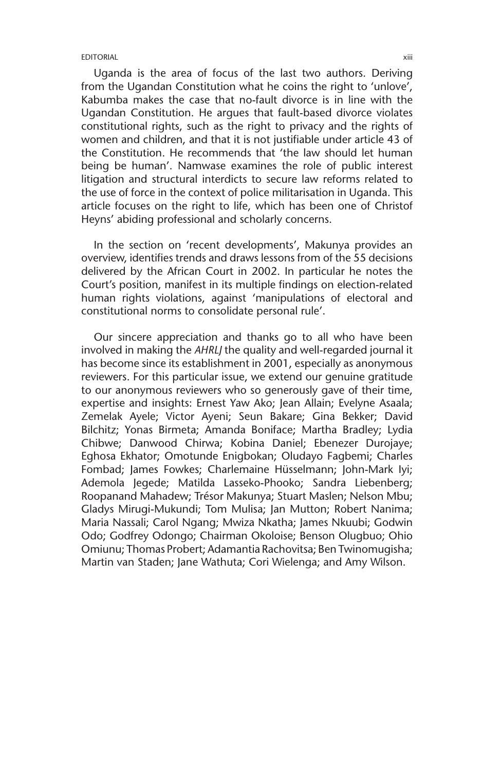Uganda is the area of focus of the last two authors. Deriving from the Ugandan Constitution what he coins the right to 'unlove', Kabumba makes the case that no-fault divorce is in line with the Ugandan Constitution. He argues that fault-based divorce violates constitutional rights, such as the right to privacy and the rights of women and children, and that it is not justifiable under article 43 of the Constitution. He recommends that 'the law should let human being be human'. Namwase examines the role of public interest litigation and structural interdicts to secure law reforms related to the use of force in the context of police militarisation in Uganda. This article focuses on the right to life, which has been one of Christof Heyns' abiding professional and scholarly concerns.

In the section on 'recent developments', Makunya provides an overview, identifies trends and draws lessons from of the 55 decisions delivered by the African Court in 2002. In particular he notes the Court's position, manifest in its multiple findings on election-related human rights violations, against 'manipulations of electoral and constitutional norms to consolidate personal rule'.

Our sincere appreciation and thanks go to all who have been involved in making the *AHRLJ* the quality and well-regarded journal it has become since its establishment in 2001, especially as anonymous reviewers. For this particular issue, we extend our genuine gratitude to our anonymous reviewers who so generously gave of their time, expertise and insights: Ernest Yaw Ako; Jean Allain; Evelyne Asaala; Zemelak Ayele; Victor Ayeni; Seun Bakare; Gina Bekker; David Bilchitz; Yonas Birmeta; Amanda Boniface; Martha Bradley; Lydia Chibwe; Danwood Chirwa; Kobina Daniel; Ebenezer Durojaye; Eghosa Ekhator; Omotunde Enigbokan; Oludayo Fagbemi; Charles Fombad; James Fowkes; Charlemaine Hüsselmann; John-Mark Iyi; Ademola Jegede; Matilda Lasseko-Phooko; Sandra Liebenberg; Roopanand Mahadew; Trésor Makunya; Stuart Maslen; Nelson Mbu; Gladys Mirugi-Mukundi; Tom Mulisa; Jan Mutton; Robert Nanima; Maria Nassali; Carol Ngang; Mwiza Nkatha; James Nkuubi; Godwin Odo; Godfrey Odongo; Chairman Okoloise; Benson Olugbuo; Ohio Omiunu; Thomas Probert; Adamantia Rachovitsa; Ben Twinomugisha; Martin van Staden; Jane Wathuta; Cori Wielenga; and Amy Wilson.